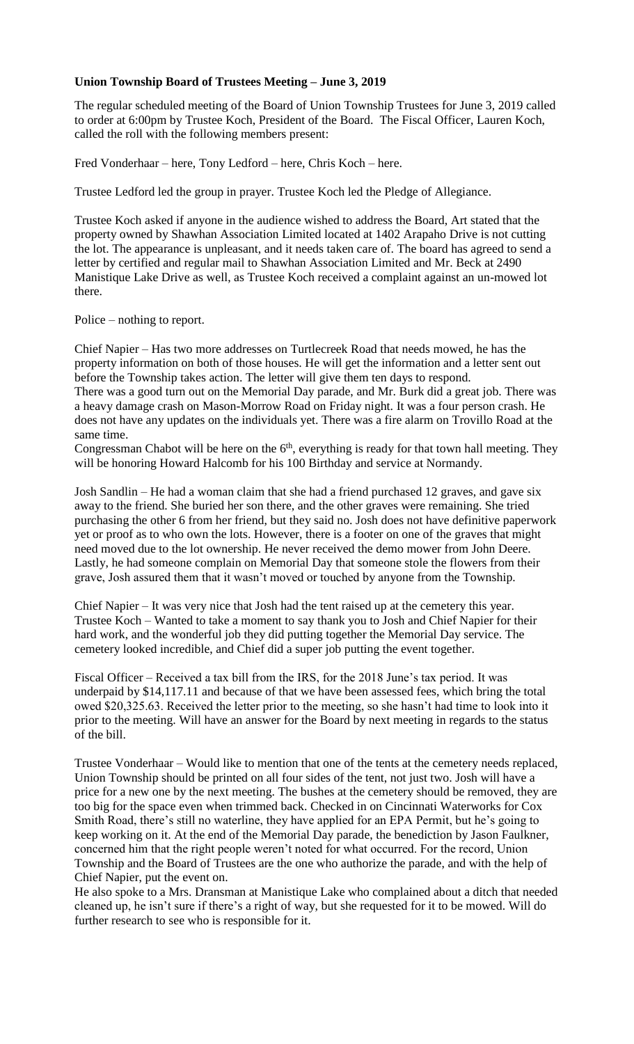**Union Township Board of Trustees Meeting – June 3, 2019**

The regular scheduled meeting of the Board of Union Township Trustees for June 3, 2019 called to order at 6:00pm by Trustee Koch, President of the Board. The Fiscal Officer, Lauren Koch, called the roll with the following members present:

Fred Vonderhaar – here, Tony Ledford – here, Chris Koch – here.

Trustee Ledford led the group in prayer. Trustee Koch led the Pledge of Allegiance.

Trustee Koch asked if anyone in the audience wished to address the Board, Art stated that the property owned by Shawhan Association Limited located at 1402 Arapaho Drive is not cutting the lot. The appearance is unpleasant, and it needs taken care of. The board has agreed to send a letter by certified and regular mail to Shawhan Association Limited and Mr. Beck at 2490 Manistique Lake Drive as well, as Trustee Koch received a complaint against an un-mowed lot there.

Police – nothing to report.

Chief Napier – Has two more addresses on Turtlecreek Road that needs mowed, he has the property information on both of those houses. He will get the information and a letter sent out before the Township takes action. The letter will give them ten days to respond.
There was a good turn out on the Memorial Day parade, and Mr. Burk did a great job. There was a heavy damage crash on Mason-Morrow Road on Friday night. It was a four person crash. He does not have any updates on the individuals yet. There was a fire alarm on Trovillo Road at the same time.
Congressman Chabot will be here on the 6th, everything is ready for that town hall meeting. They will be honoring Howard Halcomb for his 100 Birthday and service at Normandy.

Josh Sandlin – He had a woman claim that she had a friend purchased 12 graves, and gave six away to the friend. She buried her son there, and the other graves were remaining. She tried purchasing the other 6 from her friend, but they said no. Josh does not have definitive paperwork yet or proof as to who own the lots. However, there is a footer on one of the graves that might need moved due to the lot ownership. He never received the demo mower from John Deere. Lastly, he had someone complain on Memorial Day that someone stole the flowers from their grave, Josh assured them that it wasn't moved or touched by anyone from the Township.

Chief Napier – It was very nice that Josh had the tent raised up at the cemetery this year.
Trustee Koch – Wanted to take a moment to say thank you to Josh and Chief Napier for their hard work, and the wonderful job they did putting together the Memorial Day service. The cemetery looked incredible, and Chief did a super job putting the event together.

Fiscal Officer – Received a tax bill from the IRS, for the 2018 June's tax period. It was underpaid by $14,117.11 and because of that we have been assessed fees, which bring the total owed $20,325.63. Received the letter prior to the meeting, so she hasn't had time to look into it prior to the meeting. Will have an answer for the Board by next meeting in regards to the status of the bill.

Trustee Vonderhaar – Would like to mention that one of the tents at the cemetery needs replaced, Union Township should be printed on all four sides of the tent, not just two. Josh will have a price for a new one by the next meeting. The bushes at the cemetery should be removed, they are too big for the space even when trimmed back. Checked in on Cincinnati Waterworks for Cox Smith Road, there's still no waterline, they have applied for an EPA Permit, but he's going to keep working on it. At the end of the Memorial Day parade, the benediction by Jason Faulkner, concerned him that the right people weren't noted for what occurred. For the record, Union Township and the Board of Trustees are the one who authorize the parade, and with the help of Chief Napier, put the event on.
He also spoke to a Mrs. Dransman at Manistique Lake who complained about a ditch that needed cleaned up, he isn't sure if there's a right of way, but she requested for it to be mowed. Will do further research to see who is responsible for it.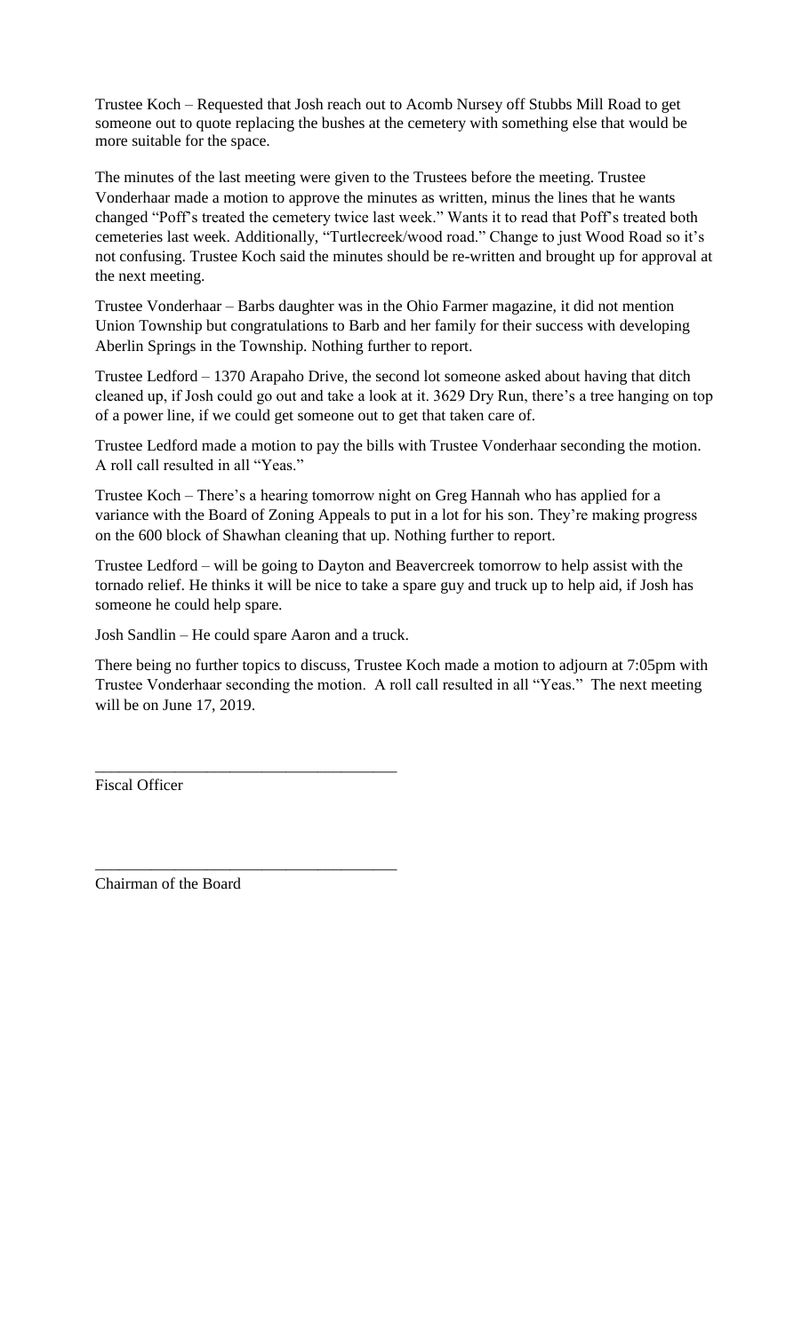Trustee Koch – Requested that Josh reach out to Acomb Nursey off Stubbs Mill Road to get someone out to quote replacing the bushes at the cemetery with something else that would be more suitable for the space.

The minutes of the last meeting were given to the Trustees before the meeting. Trustee Vonderhaar made a motion to approve the minutes as written, minus the lines that he wants changed "Poff's treated the cemetery twice last week." Wants it to read that Poff's treated both cemeteries last week. Additionally, "Turtlecreek/wood road." Change to just Wood Road so it's not confusing. Trustee Koch said the minutes should be re-written and brought up for approval at the next meeting.

Trustee Vonderhaar – Barbs daughter was in the Ohio Farmer magazine, it did not mention Union Township but congratulations to Barb and her family for their success with developing Aberlin Springs in the Township. Nothing further to report.

Trustee Ledford – 1370 Arapaho Drive, the second lot someone asked about having that ditch cleaned up, if Josh could go out and take a look at it. 3629 Dry Run, there's a tree hanging on top of a power line, if we could get someone out to get that taken care of.

Trustee Ledford made a motion to pay the bills with Trustee Vonderhaar seconding the motion. A roll call resulted in all "Yeas."

Trustee Koch – There's a hearing tomorrow night on Greg Hannah who has applied for a variance with the Board of Zoning Appeals to put in a lot for his son. They're making progress on the 600 block of Shawhan cleaning that up. Nothing further to report.

Trustee Ledford – will be going to Dayton and Beavercreek tomorrow to help assist with the tornado relief. He thinks it will be nice to take a spare guy and truck up to help aid, if Josh has someone he could help spare.

Josh Sandlin – He could spare Aaron and a truck.

There being no further topics to discuss, Trustee Koch made a motion to adjourn at 7:05pm with Trustee Vonderhaar seconding the motion. A roll call resulted in all "Yeas." The next meeting will be on June 17, 2019.

______________________________________

Fiscal Officer

______________________________________

Chairman of the Board